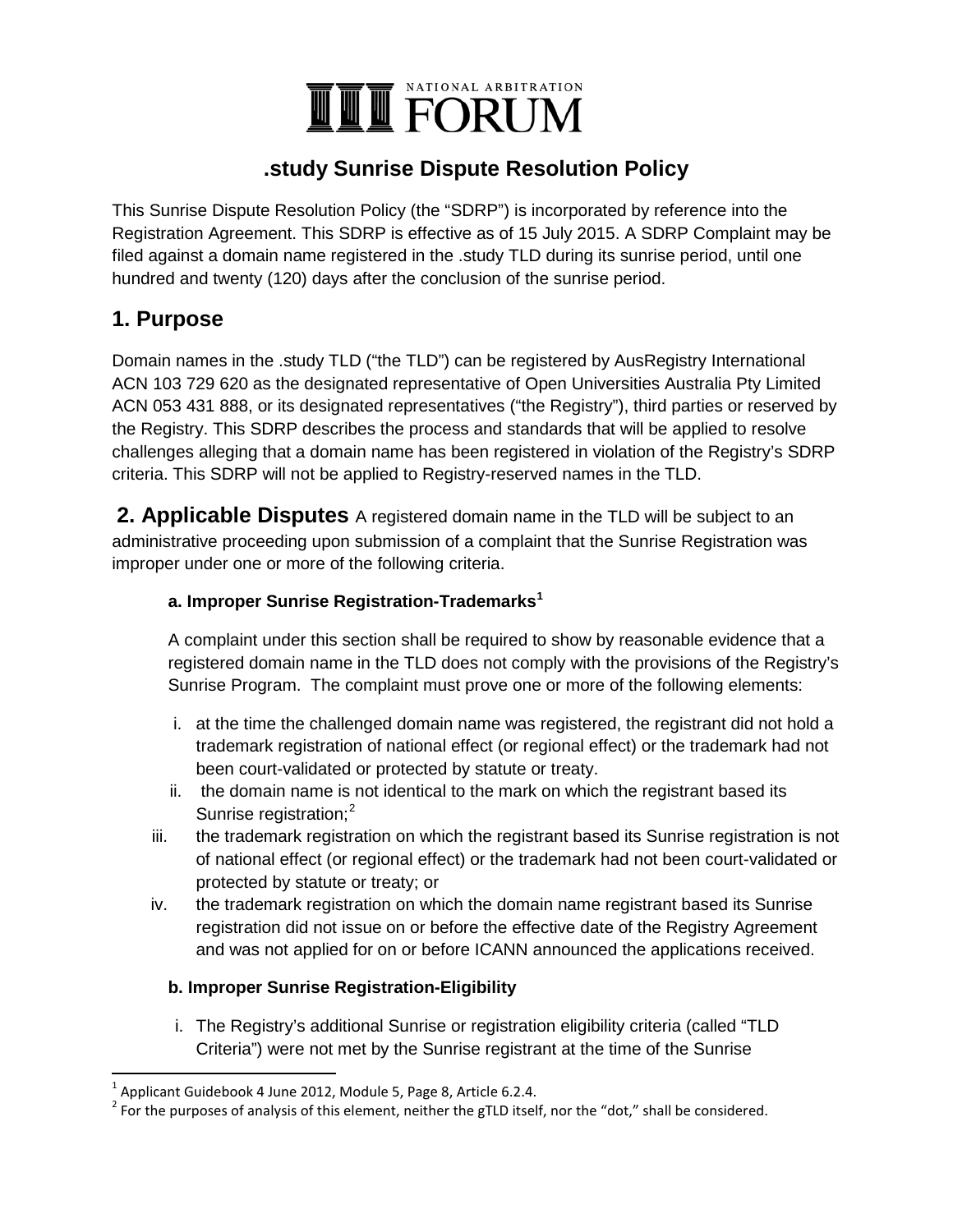NATIONAL ARBITRATION FORUM

# .study Sunrise Dispute Resolution Policy

This Sunrise Dispute Resolution Policy (the "SDRP") is incorporated by reference into the Registration Agreement. This SDRP is effective as of 15 July 2015. A SDRP Complaint may be filed against a domain name registered in the .study TLD during its sunrise period, until one hundred and twenty (120) days after the conclusion of the sunrise period.

## 1. Purpose

Domain names in the .study TLD ("the TLD") can be registered by AusRegistry International ACN 103 729 620 as the designated representative of Open Universities Australia Pty Limited ACN 053 431 888, or its designated representatives ("the Registry"), third parties or reserved by the Registry. This SDRP describes the process and standards that will be applied to resolve challenges alleging that a domain name has been registered in violation of the Registry's SDRP criteria. This SDRP will not be applied to Registry-reserved names in the TLD.

## 2. Applicable Disputes

A registered domain name in the TLD will be subject to an administrative proceeding upon submission of a complaint that the Sunrise Registration was improper under one or more of the following criteria.

### a. Improper Sunrise Registration-Trademarks[1]

A complaint under this section shall be required to show by reasonable evidence that a registered domain name in the TLD does not comply with the provisions of the Registry's Sunrise Program. The complaint must prove one or more of the following elements:

i. at the time the challenged domain name was registered, the registrant did not hold a trademark registration of national effect (or regional effect) or the trademark had not been court-validated or protected by statute or treaty.

ii. the domain name is not identical to the mark on which the registrant based its Sunrise registration;[2]

iii. the trademark registration on which the registrant based its Sunrise registration is not of national effect (or regional effect) or the trademark had not been court-validated or protected by statute or treaty; or

iv. the trademark registration on which the domain name registrant based its Sunrise registration did not issue on or before the effective date of the Registry Agreement and was not applied for on or before ICANN announced the applications received.

### b. Improper Sunrise Registration-Eligibility

i. The Registry's additional Sunrise or registration eligibility criteria (called "TLD Criteria") were not met by the Sunrise registrant at the time of the Sunrise

---

[1] Applicant Guidebook 4 June 2012, Module 5, Page 8, Article 6.2.4.

[2] For the purposes of analysis of this element, neither the gTLD itself, nor the "dot," shall be considered.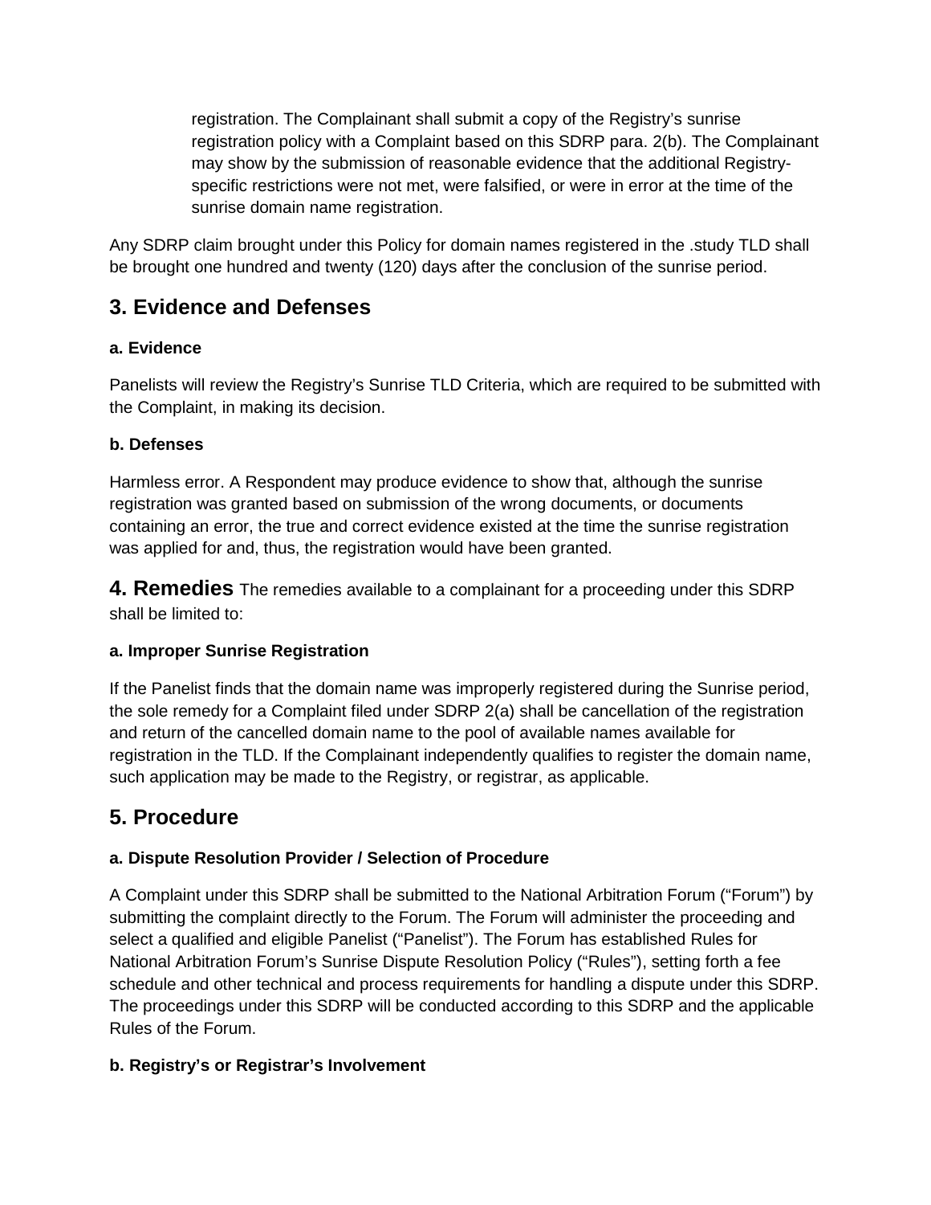registration. The Complainant shall submit a copy of the Registry's sunrise registration policy with a Complaint based on this SDRP para. 2(b). The Complainant may show by the submission of reasonable evidence that the additional Registry-specific restrictions were not met, were falsified, or were in error at the time of the sunrise domain name registration.

Any SDRP claim brought under this Policy for domain names registered in the .study TLD shall be brought one hundred and twenty (120) days after the conclusion of the sunrise period.

## 3. Evidence and Defenses

**a. Evidence**

Panelists will review the Registry's Sunrise TLD Criteria, which are required to be submitted with the Complaint, in making its decision.

**b. Defenses**

Harmless error. A Respondent may produce evidence to show that, although the sunrise registration was granted based on submission of the wrong documents, or documents containing an error, the true and correct evidence existed at the time the sunrise registration was applied for and, thus, the registration would have been granted.

## 4. Remedies

The remedies available to a complainant for a proceeding under this SDRP shall be limited to:

**a. Improper Sunrise Registration**

If the Panelist finds that the domain name was improperly registered during the Sunrise period, the sole remedy for a Complaint filed under SDRP 2(a) shall be cancellation of the registration and return of the cancelled domain name to the pool of available names available for registration in the TLD. If the Complainant independently qualifies to register the domain name, such application may be made to the Registry, or registrar, as applicable.

## 5. Procedure

**a. Dispute Resolution Provider / Selection of Procedure**

A Complaint under this SDRP shall be submitted to the National Arbitration Forum ("Forum") by submitting the complaint directly to the Forum. The Forum will administer the proceeding and select a qualified and eligible Panelist ("Panelist"). The Forum has established Rules for National Arbitration Forum's Sunrise Dispute Resolution Policy ("Rules"), setting forth a fee schedule and other technical and process requirements for handling a dispute under this SDRP. The proceedings under this SDRP will be conducted according to this SDRP and the applicable Rules of the Forum.

**b. Registry's or Registrar's Involvement**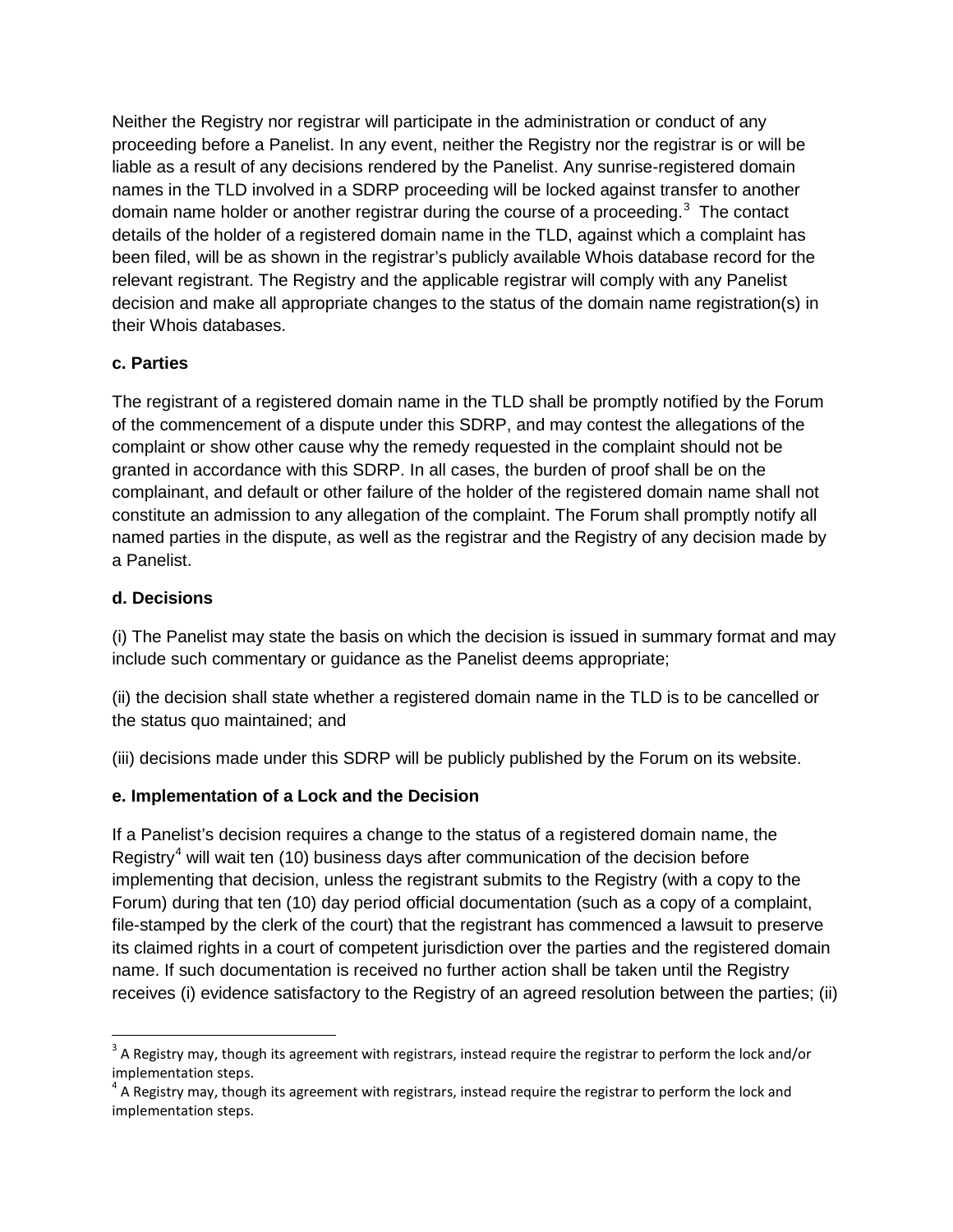Neither the Registry nor registrar will participate in the administration or conduct of any proceeding before a Panelist. In any event, neither the Registry nor the registrar is or will be liable as a result of any decisions rendered by the Panelist. Any sunrise-registered domain names in the TLD involved in a SDRP proceeding will be locked against transfer to another domain name holder or another registrar during the course of a proceeding.[3] The contact details of the holder of a registered domain name in the TLD, against which a complaint has been filed, will be as shown in the registrar's publicly available Whois database record for the relevant registrant. The Registry and the applicable registrar will comply with any Panelist decision and make all appropriate changes to the status of the domain name registration(s) in their Whois databases.

**c. Parties**

The registrant of a registered domain name in the TLD shall be promptly notified by the Forum of the commencement of a dispute under this SDRP, and may contest the allegations of the complaint or show other cause why the remedy requested in the complaint should not be granted in accordance with this SDRP. In all cases, the burden of proof shall be on the complainant, and default or other failure of the holder of the registered domain name shall not constitute an admission to any allegation of the complaint. The Forum shall promptly notify all named parties in the dispute, as well as the registrar and the Registry of any decision made by a Panelist.

**d. Decisions**

(i) The Panelist may state the basis on which the decision is issued in summary format and may include such commentary or guidance as the Panelist deems appropriate;

(ii) the decision shall state whether a registered domain name in the TLD is to be cancelled or the status quo maintained; and

(iii) decisions made under this SDRP will be publicly published by the Forum on its website.

**e. Implementation of a Lock and the Decision**

If a Panelist's decision requires a change to the status of a registered domain name, the Registry[4] will wait ten (10) business days after communication of the decision before implementing that decision, unless the registrant submits to the Registry (with a copy to the Forum) during that ten (10) day period official documentation (such as a copy of a complaint, file-stamped by the clerk of the court) that the registrant has commenced a lawsuit to preserve its claimed rights in a court of competent jurisdiction over the parties and the registered domain name. If such documentation is received no further action shall be taken until the Registry receives (i) evidence satisfactory to the Registry of an agreed resolution between the parties; (ii)

---

[3] A Registry may, though its agreement with registrars, instead require the registrar to perform the lock and/or implementation steps.

[4] A Registry may, though its agreement with registrars, instead require the registrar to perform the lock and implementation steps.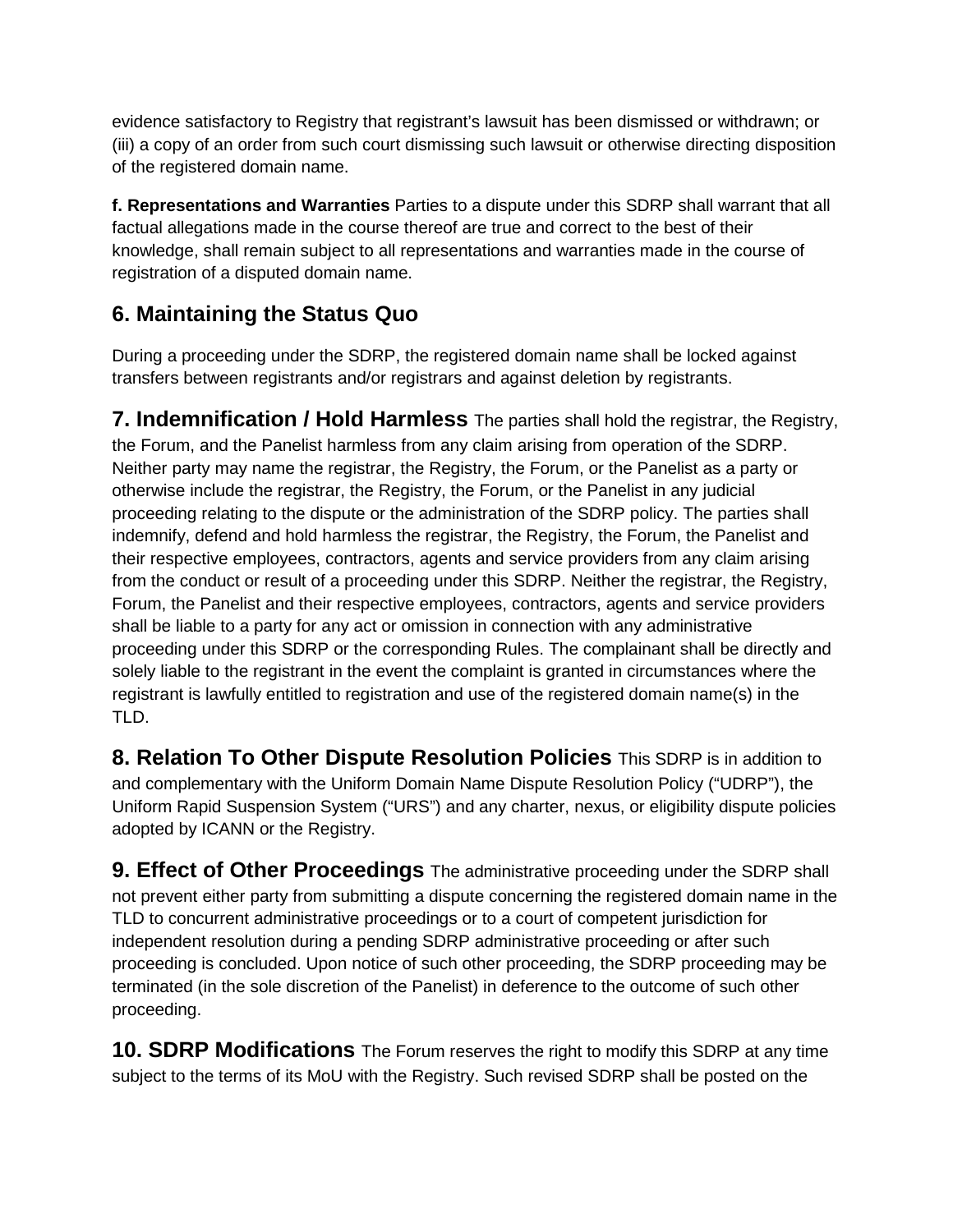evidence satisfactory to Registry that registrant's lawsuit has been dismissed or withdrawn; or (iii) a copy of an order from such court dismissing such lawsuit or otherwise directing disposition of the registered domain name.

**f. Representations and Warranties** Parties to a dispute under this SDRP shall warrant that all factual allegations made in the course thereof are true and correct to the best of their knowledge, shall remain subject to all representations and warranties made in the course of registration of a disputed domain name.

## 6. Maintaining the Status Quo

During a proceeding under the SDRP, the registered domain name shall be locked against transfers between registrants and/or registrars and against deletion by registrants.

**7. Indemnification / Hold Harmless** The parties shall hold the registrar, the Registry, the Forum, and the Panelist harmless from any claim arising from operation of the SDRP. Neither party may name the registrar, the Registry, the Forum, or the Panelist as a party or otherwise include the registrar, the Registry, the Forum, or the Panelist in any judicial proceeding relating to the dispute or the administration of the SDRP policy. The parties shall indemnify, defend and hold harmless the registrar, the Registry, the Forum, the Panelist and their respective employees, contractors, agents and service providers from any claim arising from the conduct or result of a proceeding under this SDRP. Neither the registrar, the Registry, Forum, the Panelist and their respective employees, contractors, agents and service providers shall be liable to a party for any act or omission in connection with any administrative proceeding under this SDRP or the corresponding Rules. The complainant shall be directly and solely liable to the registrant in the event the complaint is granted in circumstances where the registrant is lawfully entitled to registration and use of the registered domain name(s) in the TLD.

**8. Relation To Other Dispute Resolution Policies** This SDRP is in addition to and complementary with the Uniform Domain Name Dispute Resolution Policy ("UDRP"), the Uniform Rapid Suspension System ("URS") and any charter, nexus, or eligibility dispute policies adopted by ICANN or the Registry.

**9. Effect of Other Proceedings** The administrative proceeding under the SDRP shall not prevent either party from submitting a dispute concerning the registered domain name in the TLD to concurrent administrative proceedings or to a court of competent jurisdiction for independent resolution during a pending SDRP administrative proceeding or after such proceeding is concluded. Upon notice of such other proceeding, the SDRP proceeding may be terminated (in the sole discretion of the Panelist) in deference to the outcome of such other proceeding.

**10. SDRP Modifications** The Forum reserves the right to modify this SDRP at any time subject to the terms of its MoU with the Registry. Such revised SDRP shall be posted on the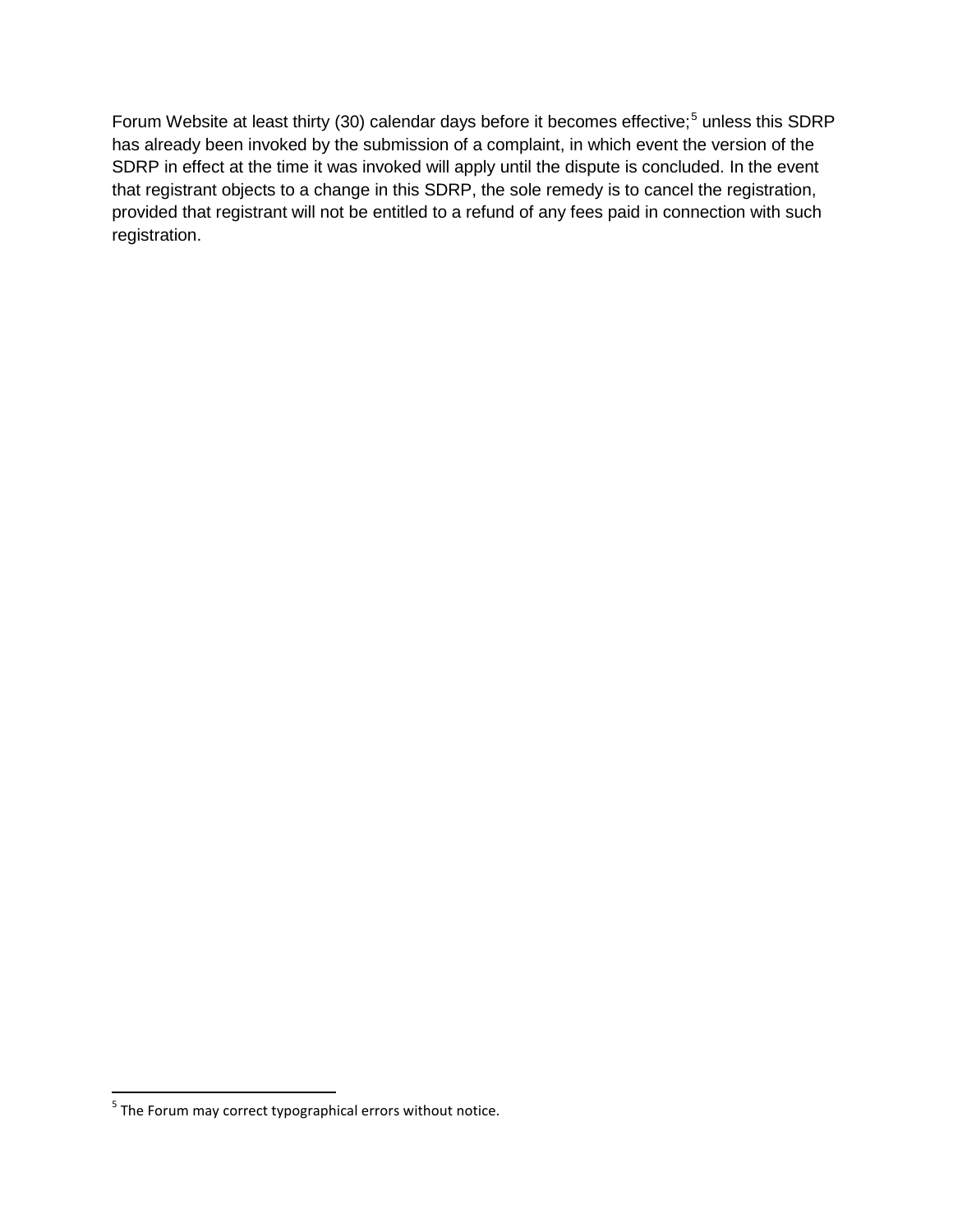Forum Website at least thirty (30) calendar days before it becomes effective;[5] unless this SDRP has already been invoked by the submission of a complaint, in which event the version of the SDRP in effect at the time it was invoked will apply until the dispute is concluded. In the event that registrant objects to a change in this SDRP, the sole remedy is to cancel the registration, provided that registrant will not be entitled to a refund of any fees paid in connection with such registration.

---

[5] The Forum may correct typographical errors without notice.